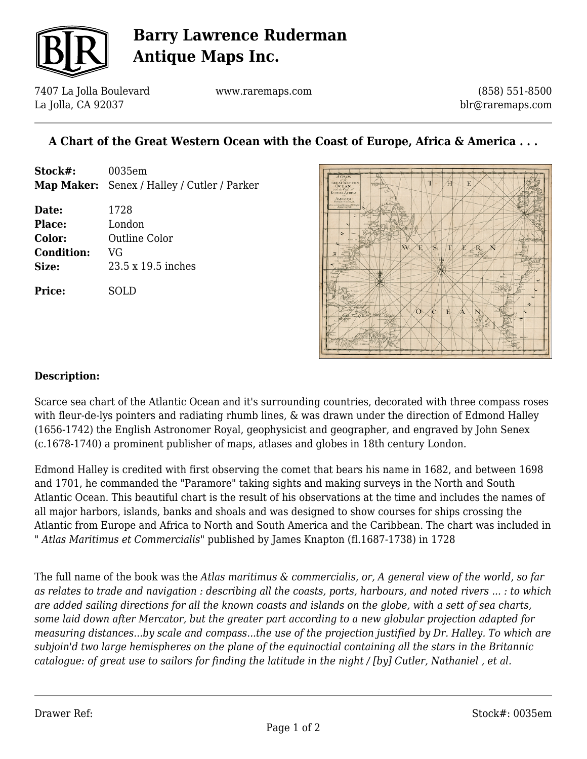# Barry Lawrence Ruderman Antique Maps Inc.

7407 La Jolla Boulevard
La Jolla, CA 92037

www.raremaps.com

(858) 551-8500
blr@raremaps.com

## A Chart of the Great Western Ocean with the Coast of Europe, Africa & America . . .

**Stock#:** 0035em
**Map Maker:** Senex / Halley / Cutler / Parker

**Date:** 1728
**Place:** London
**Color:** Outline Color
**Condition:** VG
**Size:** 23.5 x 19.5 inches

**Price:** SOLD

### Description:

Scarce sea chart of the Atlantic Ocean and it's surrounding countries, decorated with three compass roses with fleur-de-lys pointers and radiating rhumb lines, & was drawn under the direction of Edmond Halley (1656-1742) the English Astronomer Royal, geophysicist and geographer, and engraved by John Senex (c.1678-1740) a prominent publisher of maps, atlases and globes in 18th century London.

Edmond Halley is credited with first observing the comet that bears his name in 1682, and between 1698 and 1701, he commanded the "Paramore" taking sights and making surveys in the North and South Atlantic Ocean. This beautiful chart is the result of his observations at the time and includes the names of all major harbors, islands, banks and shoals and was designed to show courses for ships crossing the Atlantic from Europe and Africa to North and South America and the Caribbean. The chart was included in " *Atlas Maritimus et Commercialis*" published by James Knapton (fl.1687-1738) in 1728

The full name of the book was the *Atlas maritimus & commercialis, or, A general view of the world, so far as relates to trade and navigation : describing all the coasts, ports, harbours, and noted rivers ... : to which are added sailing directions for all the known coasts and islands on the globe, with a sett of sea charts, some laid down after Mercator, but the greater part according to a new globular projection adapted for measuring distances...by scale and compass...the use of the projection justified by Dr. Halley. To which are subjoin'd two large hemispheres on the plane of the equinoctial containing all the stars in the Britannic catalogue: of great use to sailors for finding the latitude in the night / [by] Cutler, Nathaniel , et al.*

Drawer Ref:

Stock#: 0035em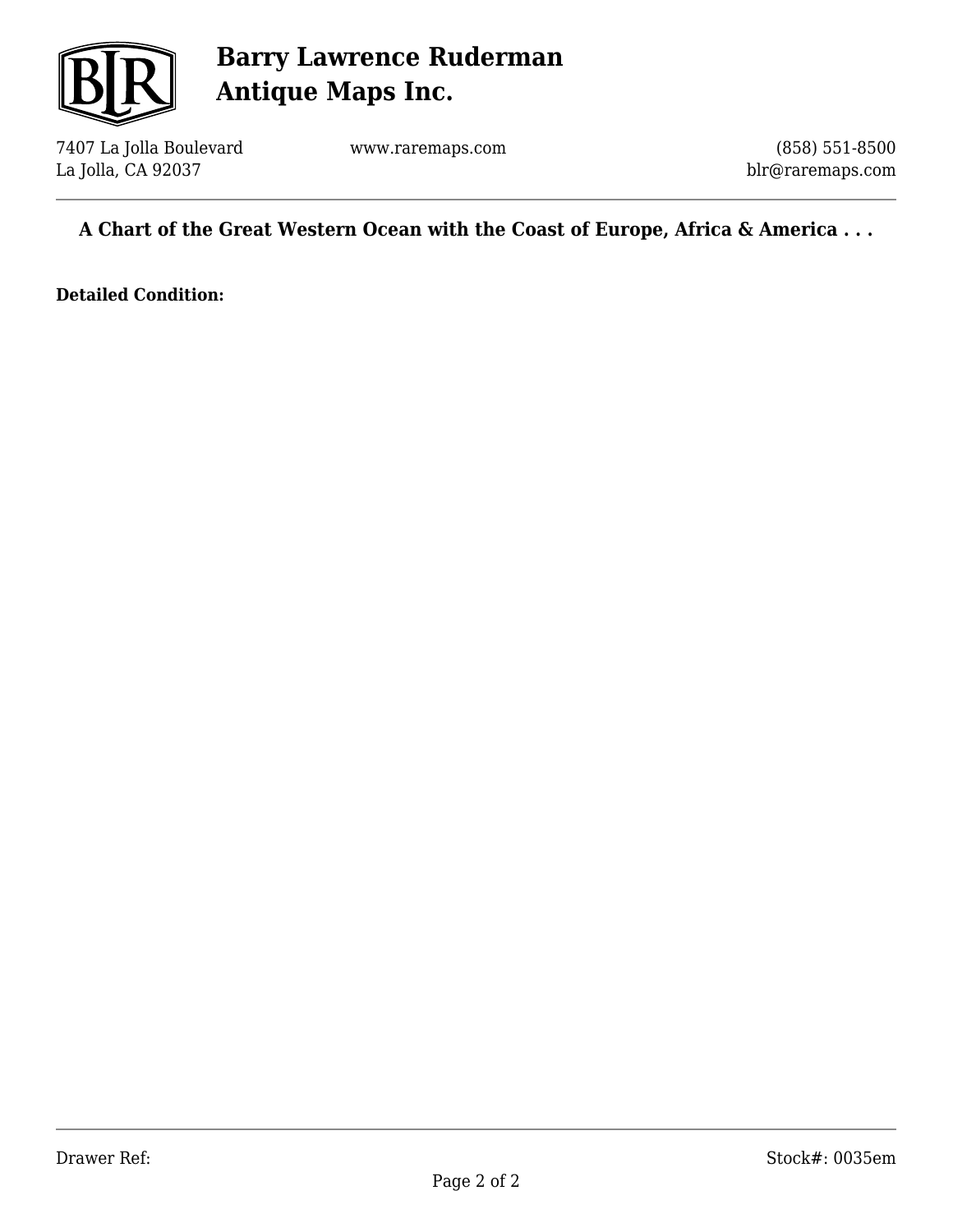**A Chart of the Great Western Ocean with the Coast of Europe, Africa & America . . .**

**Detailed Condition:**